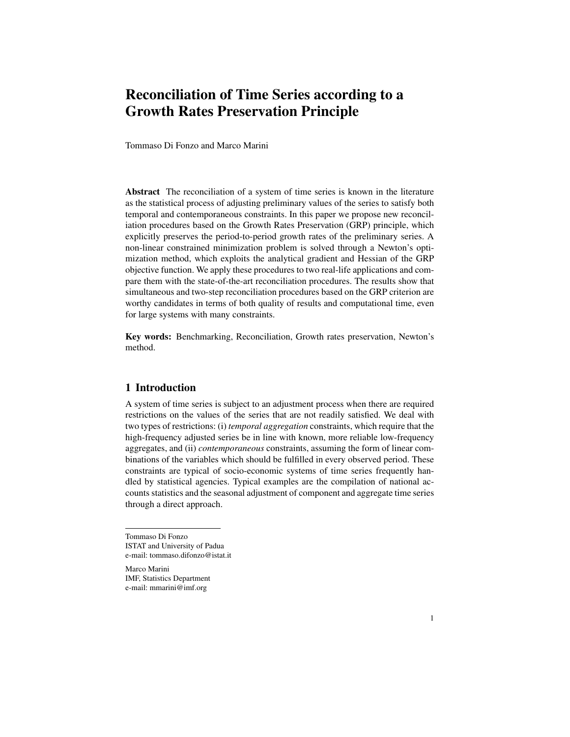# Reconciliation of Time Series according to a Growth Rates Preservation Principle

Tommaso Di Fonzo and Marco Marini

**Abstract** The reconciliation of a system of time series is known in the literature as the statistical process of adjusting preliminary values of the series to satisfy both temporal and contemporaneous constraints. In this paper we propose new reconciliation procedures based on the Growth Rates Preservation (GRP) principle, which explicitly preserves the period-to-period growth rates of the preliminary series. A non-linear constrained minimization problem is solved through a Newton's optimization method, which exploits the analytical gradient and Hessian of the GRP objective function. We apply these procedures to two real-life applications and compare them with the state-of-the-art reconciliation procedures. The results show that simultaneous and two-step reconciliation procedures based on the GRP criterion are worthy candidates in terms of both quality of results and computational time, even for large systems with many constraints.

**Key words:** Benchmarking, Reconciliation, Growth rates preservation, Newton's method.

## 1 Introduction

A system of time series is subject to an adjustment process when there are required restrictions on the values of the series that are not readily satisfied. We deal with two types of restrictions: (i) *temporal aggregation* constraints, which require that the high-frequency adjusted series be in line with known, more reliable low-frequency aggregates, and (ii) *contemporaneous* constraints, assuming the form of linear combinations of the variables which should be fulfilled in every observed period. These constraints are typical of socio-economic systems of time series frequently handled by statistical agencies. Typical examples are the compilation of national accounts statistics and the seasonal adjustment of component and aggregate time series through a direct approach.

---

Tommaso Di Fonzo
ISTAT and University of Padua
e-mail: tommaso.difonzo@istat.it

Marco Marini
IMF, Statistics Department
e-mail: mmarini@imf.org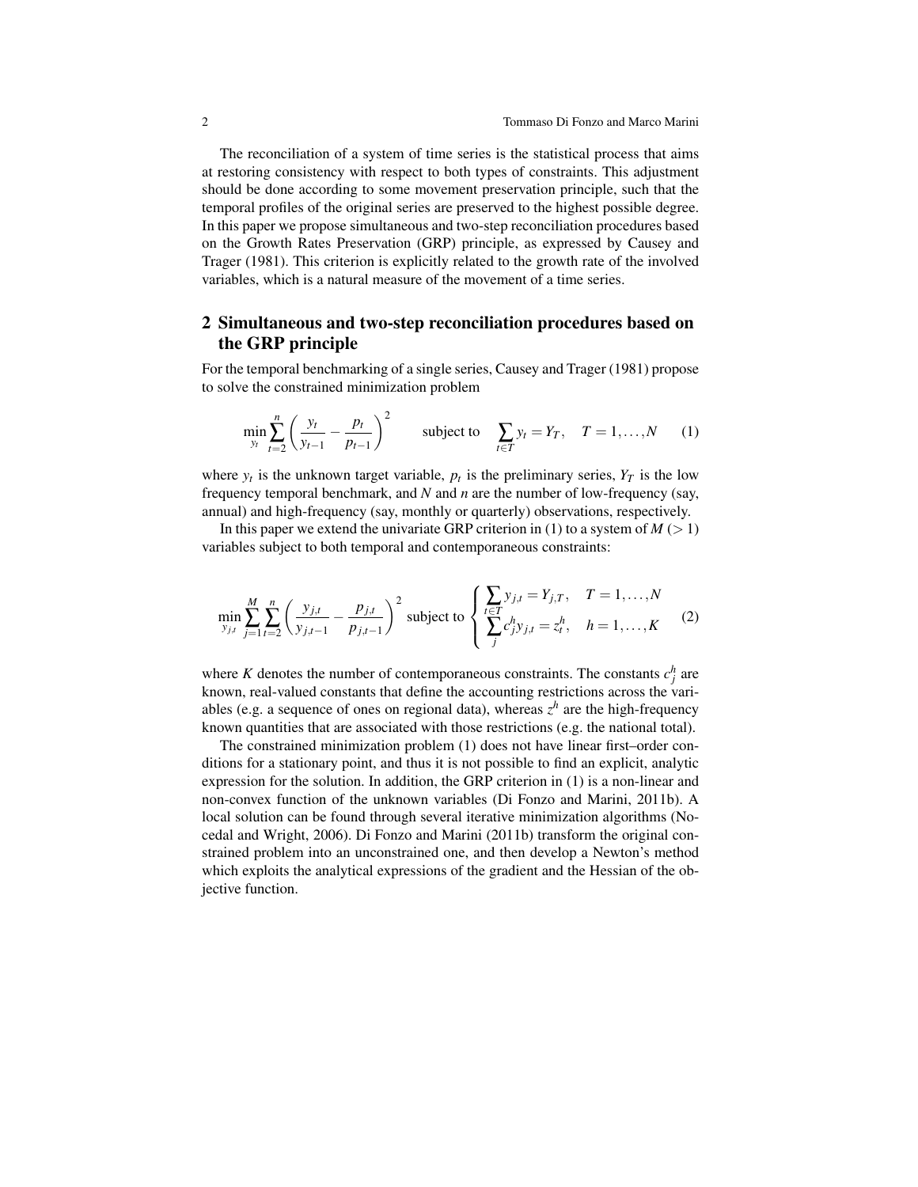The reconciliation of a system of time series is the statistical process that aims at restoring consistency with respect to both types of constraints. This adjustment should be done according to some movement preservation principle, such that the temporal profiles of the original series are preserved to the highest possible degree. In this paper we propose simultaneous and two-step reconciliation procedures based on the Growth Rates Preservation (GRP) principle, as expressed by Causey and Trager (1981). This criterion is explicitly related to the growth rate of the involved variables, which is a natural measure of the movement of a time series.

## 2 Simultaneous and two-step reconciliation procedures based on the GRP principle

For the temporal benchmarking of a single series, Causey and Trager (1981) propose to solve the constrained minimization problem

$$\min_{y_t} \sum_{t=2}^{n} \left( \frac{y_t}{y_{t-1}} - \frac{p_t}{p_{t-1}} \right)^2 \qquad \text{subject to} \quad \sum_{t \in T} y_t = Y_T, \quad T = 1, \ldots, N \tag{1}$$

where $y_t$ is the unknown target variable, $p_t$ is the preliminary series, $Y_T$ is the low frequency temporal benchmark, and $N$ and $n$ are the number of low-frequency (say, annual) and high-frequency (say, monthly or quarterly) observations, respectively.

In this paper we extend the univariate GRP criterion in (1) to a system of $M$ ($> 1$) variables subject to both temporal and contemporaneous constraints:

$$\min_{y_{j,t}} \sum_{j=1}^{M} \sum_{t=2}^{n} \left( \frac{y_{j,t}}{y_{j,t-1}} - \frac{p_{j,t}}{p_{j,t-1}} \right)^2 \text{ subject to } \begin{cases} \sum\limits_{t \in T} y_{j,t} = Y_{j,T}, & T = 1, \ldots, N \\ \sum\limits_{j} c_j^h y_{j,t} = z_t^h, & h = 1, \ldots, K \end{cases} \tag{2}$$

where $K$ denotes the number of contemporaneous constraints. The constants $c_j^h$ are known, real-valued constants that define the accounting restrictions across the variables (e.g. a sequence of ones on regional data), whereas $z^h$ are the high-frequency known quantities that are associated with those restrictions (e.g. the national total).

The constrained minimization problem (1) does not have linear first–order conditions for a stationary point, and thus it is not possible to find an explicit, analytic expression for the solution. In addition, the GRP criterion in (1) is a non-linear and non-convex function of the unknown variables (Di Fonzo and Marini, 2011b). A local solution can be found through several iterative minimization algorithms (Nocedal and Wright, 2006). Di Fonzo and Marini (2011b) transform the original constrained problem into an unconstrained one, and then develop a Newton's method which exploits the analytical expressions of the gradient and the Hessian of the objective function.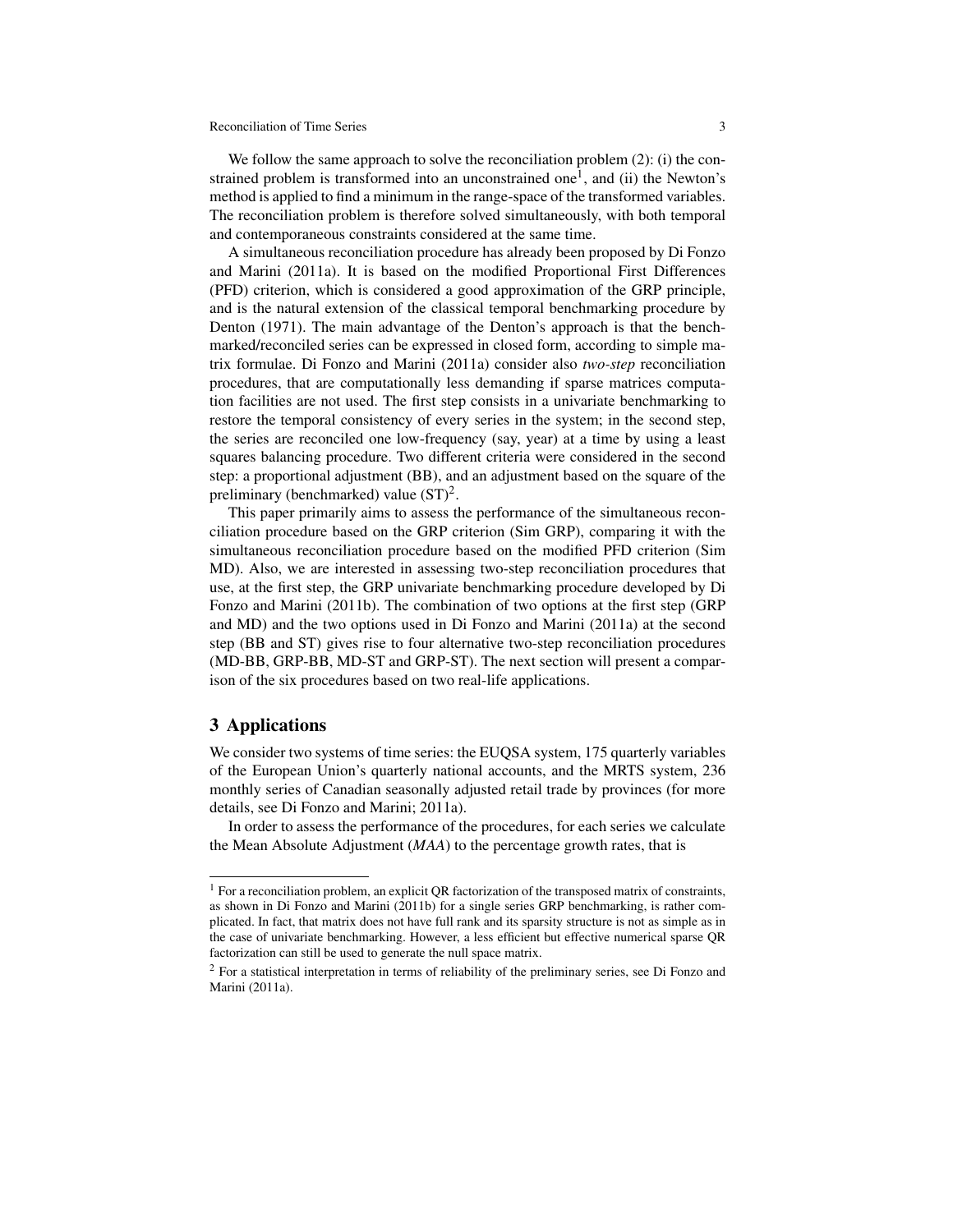We follow the same approach to solve the reconciliation problem (2): (i) the constrained problem is transformed into an unconstrained one[1], and (ii) the Newton's method is applied to find a minimum in the range-space of the transformed variables. The reconciliation problem is therefore solved simultaneously, with both temporal and contemporaneous constraints considered at the same time.

A simultaneous reconciliation procedure has already been proposed by Di Fonzo and Marini (2011a). It is based on the modified Proportional First Differences (PFD) criterion, which is considered a good approximation of the GRP principle, and is the natural extension of the classical temporal benchmarking procedure by Denton (1971). The main advantage of the Denton's approach is that the benchmarked/reconciled series can be expressed in closed form, according to simple matrix formulae. Di Fonzo and Marini (2011a) consider also *two-step* reconciliation procedures, that are computationally less demanding if sparse matrices computation facilities are not used. The first step consists in a univariate benchmarking to restore the temporal consistency of every series in the system; in the second step, the series are reconciled one low-frequency (say, year) at a time by using a least squares balancing procedure. Two different criteria were considered in the second step: a proportional adjustment (BB), and an adjustment based on the square of the preliminary (benchmarked) value (ST)[2].

This paper primarily aims to assess the performance of the simultaneous reconciliation procedure based on the GRP criterion (Sim GRP), comparing it with the simultaneous reconciliation procedure based on the modified PFD criterion (Sim MD). Also, we are interested in assessing two-step reconciliation procedures that use, at the first step, the GRP univariate benchmarking procedure developed by Di Fonzo and Marini (2011b). The combination of two options at the first step (GRP and MD) and the two options used in Di Fonzo and Marini (2011a) at the second step (BB and ST) gives rise to four alternative two-step reconciliation procedures (MD-BB, GRP-BB, MD-ST and GRP-ST). The next section will present a comparison of the six procedures based on two real-life applications.

## 3 Applications

We consider two systems of time series: the EUQSA system, 175 quarterly variables of the European Union's quarterly national accounts, and the MRTS system, 236 monthly series of Canadian seasonally adjusted retail trade by provinces (for more details, see Di Fonzo and Marini; 2011a).

In order to assess the performance of the procedures, for each series we calculate the Mean Absolute Adjustment (*MAA*) to the percentage growth rates, that is

---

[1] For a reconciliation problem, an explicit QR factorization of the transposed matrix of constraints, as shown in Di Fonzo and Marini (2011b) for a single series GRP benchmarking, is rather complicated. In fact, that matrix does not have full rank and its sparsity structure is not as simple as in the case of univariate benchmarking. However, a less efficient but effective numerical sparse QR factorization can still be used to generate the null space matrix.

[2] For a statistical interpretation in terms of reliability of the preliminary series, see Di Fonzo and Marini (2011a).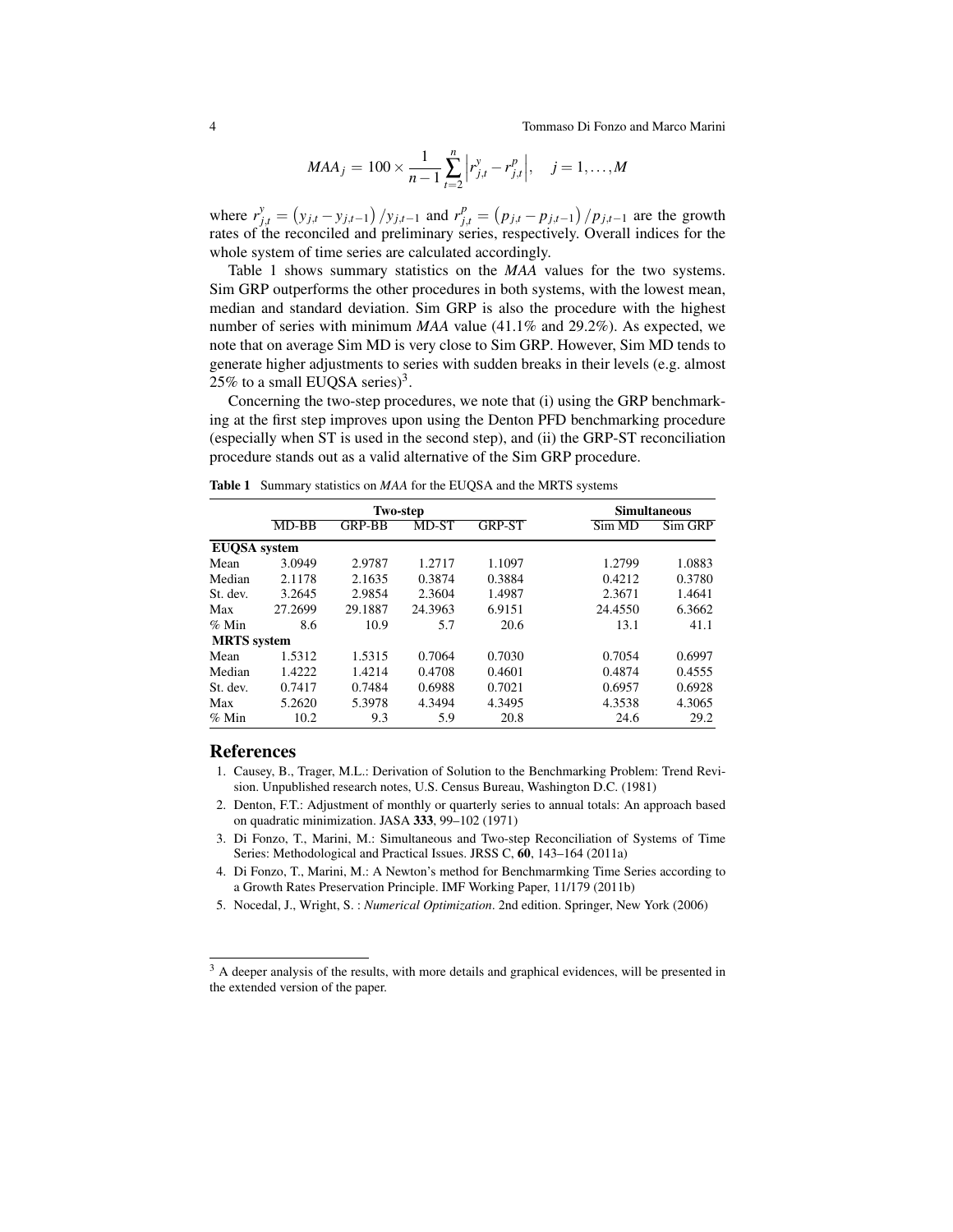$$MAA_j = 100 \times \frac{1}{n-1} \sum_{t=2}^{n} \left| r^y_{j,t} - r^p_{j,t} \right|, \quad j = 1, \ldots, M$$

where $r^y_{j,t} = \left(y_{j,t} - y_{j,t-1}\right)/y_{j,t-1}$ and $r^p_{j,t} = \left(p_{j,t} - p_{j,t-1}\right)/p_{j,t-1}$ are the growth rates of the reconciled and preliminary series, respectively. Overall indices for the whole system of time series are calculated accordingly.

Table 1 shows summary statistics on the *MAA* values for the two systems. Sim GRP outperforms the other procedures in both systems, with the lowest mean, median and standard deviation. Sim GRP is also the procedure with the highest number of series with minimum *MAA* value (41.1% and 29.2%). As expected, we note that on average Sim MD is very close to Sim GRP. However, Sim MD tends to generate higher adjustments to series with sudden breaks in their levels (e.g. almost 25% to a small EUQSA series)[3].

Concerning the two-step procedures, we note that (i) using the GRP benchmarking at the first step improves upon using the Denton PFD benchmarking procedure (especially when ST is used in the second step), and (ii) the GRP-ST reconciliation procedure stands out as a valid alternative of the Sim GRP procedure.

**Table 1** Summary statistics on *MAA* for the EUQSA and the MRTS systems

| | **Two-step** | | | | **Simultaneous** | |
|---|---|---|---|---|---|---|
| | MD-BB | GRP-BB | MD-ST | GRP-ST | Sim MD | Sim GRP |
| **EUQSA system** | | | | | | |
| Mean | 3.0949 | 2.9787 | 1.2717 | 1.1097 | 1.2799 | 1.0883 |
| Median | 2.1178 | 2.1635 | 0.3874 | 0.3884 | 0.4212 | 0.3780 |
| St. dev. | 3.2645 | 2.9854 | 2.3604 | 1.4987 | 2.3671 | 1.4641 |
| Max | 27.2699 | 29.1887 | 24.3963 | 6.9151 | 24.4550 | 6.3662 |
| % Min | 8.6 | 10.9 | 5.7 | 20.6 | 13.1 | 41.1 |
| **MRTS system** | | | | | | |
| Mean | 1.5312 | 1.5315 | 0.7064 | 0.7030 | 0.7054 | 0.6997 |
| Median | 1.4222 | 1.4214 | 0.4708 | 0.4601 | 0.4874 | 0.4555 |
| St. dev. | 0.7417 | 0.7484 | 0.6988 | 0.7021 | 0.6957 | 0.6928 |
| Max | 5.2620 | 5.3978 | 4.3494 | 4.3495 | 4.3538 | 4.3065 |
| % Min | 10.2 | 9.3 | 5.9 | 20.8 | 24.6 | 29.2 |

## References

1. Causey, B., Trager, M.L.: Derivation of Solution to the Benchmarking Problem: Trend Revision. Unpublished research notes, U.S. Census Bureau, Washington D.C. (1981)
2. Denton, F.T.: Adjustment of monthly or quarterly series to annual totals: An approach based on quadratic minimization. JASA **333**, 99–102 (1971)
3. Di Fonzo, T., Marini, M.: Simultaneous and Two-step Reconciliation of Systems of Time Series: Methodological and Practical Issues. JRSS C, **60**, 143–164 (2011a)
4. Di Fonzo, T., Marini, M.: A Newton's method for Benchmarmking Time Series according to a Growth Rates Preservation Principle. IMF Working Paper, 11/179 (2011b)
5. Nocedal, J., Wright, S. : *Numerical Optimization*. 2nd edition. Springer, New York (2006)

[3] A deeper analysis of the results, with more details and graphical evidences, will be presented in the extended version of the paper.